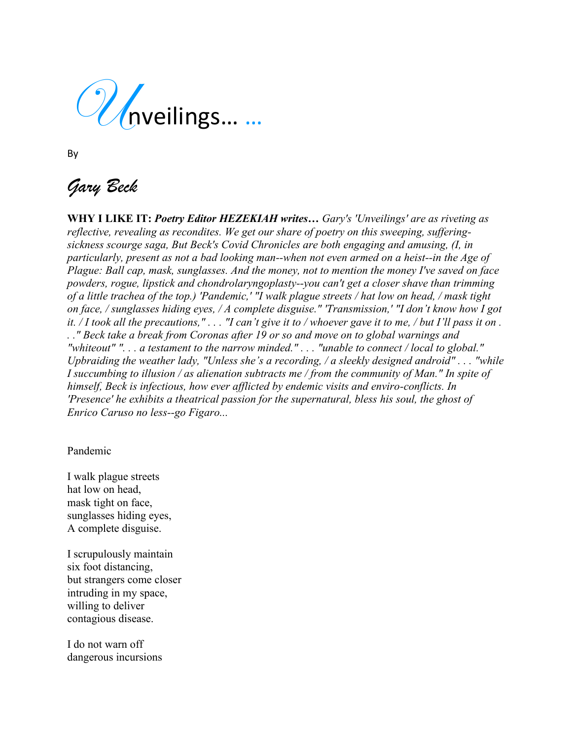# Unveilings… …

By

## *Gary Beck*

**WHY I LIKE IT:** ***Poetry Editor HEZEKIAH writes…*** *Gary's 'Unveilings' are as riveting as reflective, revealing as recondites. We get our share of poetry on this sweeping, suffering-sickness scourge saga, But Beck's Covid Chronicles are both engaging and amusing, (I, in particularly, present as not a bad looking man--when not even armed on a heist--in the Age of Plague: Ball cap, mask, sunglasses. And the money, not to mention the money I've saved on face powders, rogue, lipstick and chondrolaryngoplasty--you can't get a closer shave than trimming of a little trachea of the top.) 'Pandemic,' "I walk plague streets / hat low on head, / mask tight on face, / sunglasses hiding eyes, / A complete disguise." 'Transmission,' "I don't know how I got it. / I took all the precautions," . . . "I can't give it to / whoever gave it to me, / but I'll pass it on . . ." Beck take a break from Coronas after 19 or so and move on to global warnings and "whiteout" ". . . a testament to the narrow minded." . . . "unable to connect / local to global." Upbraiding the weather lady, "Unless she's a recording, / a sleekly designed android" . . . "while I succumbing to illusion / as alienation subtracts me / from the community of Man." In spite of himself, Beck is infectious, how ever afflicted by endemic visits and enviro-conflicts. In 'Presence' he exhibits a theatrical passion for the supernatural, bless his soul, the ghost of Enrico Caruso no less--go Figaro...*

Pandemic

I walk plague streets  
hat low on head,  
mask tight on face,  
sunglasses hiding eyes,  
A complete disguise.

I scrupulously maintain  
six foot distancing,  
but strangers come closer  
intruding in my space,  
willing to deliver  
contagious disease.

I do not warn off  
dangerous incursions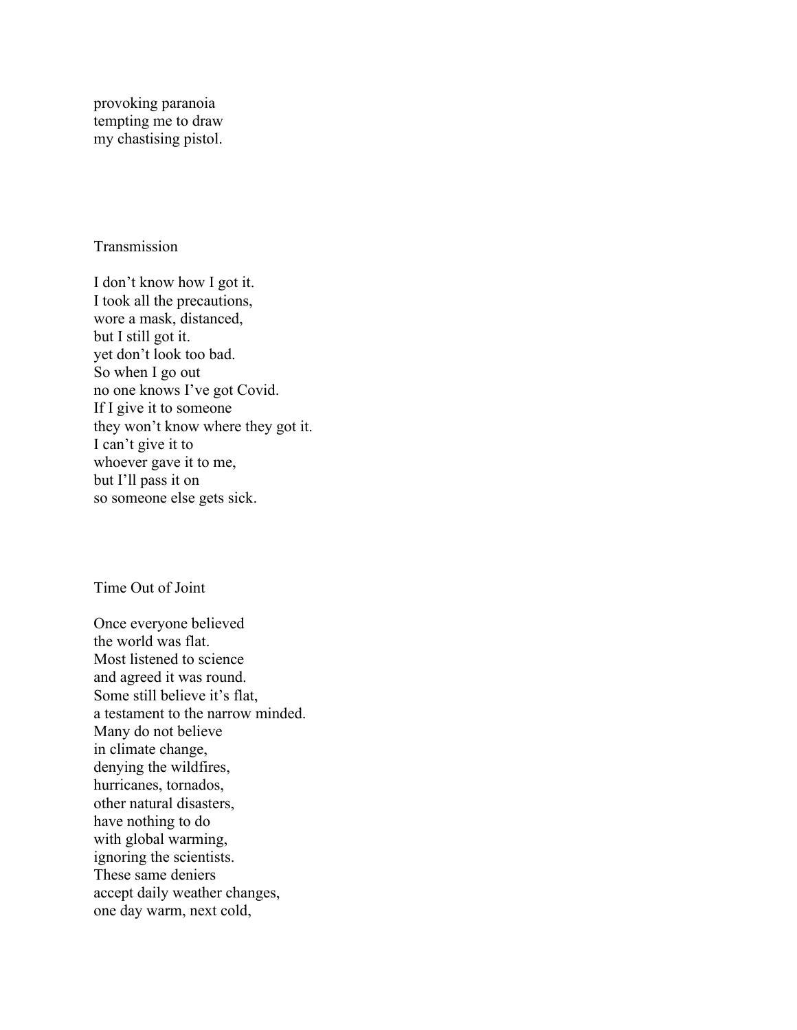provoking paranoia
tempting me to draw
my chastising pistol.

## Transmission

I don't know how I got it.
I took all the precautions,
wore a mask, distanced,
but I still got it.
yet don't look too bad.
So when I go out
no one knows I've got Covid.
If I give it to someone
they won't know where they got it.
I can't give it to
whoever gave it to me,
but I'll pass it on
so someone else gets sick.

## Time Out of Joint

Once everyone believed
the world was flat.
Most listened to science
and agreed it was round.
Some still believe it's flat,
a testament to the narrow minded.
Many do not believe
in climate change,
denying the wildfires,
hurricanes, tornados,
other natural disasters,
have nothing to do
with global warming,
ignoring the scientists.
These same deniers
accept daily weather changes,
one day warm, next cold,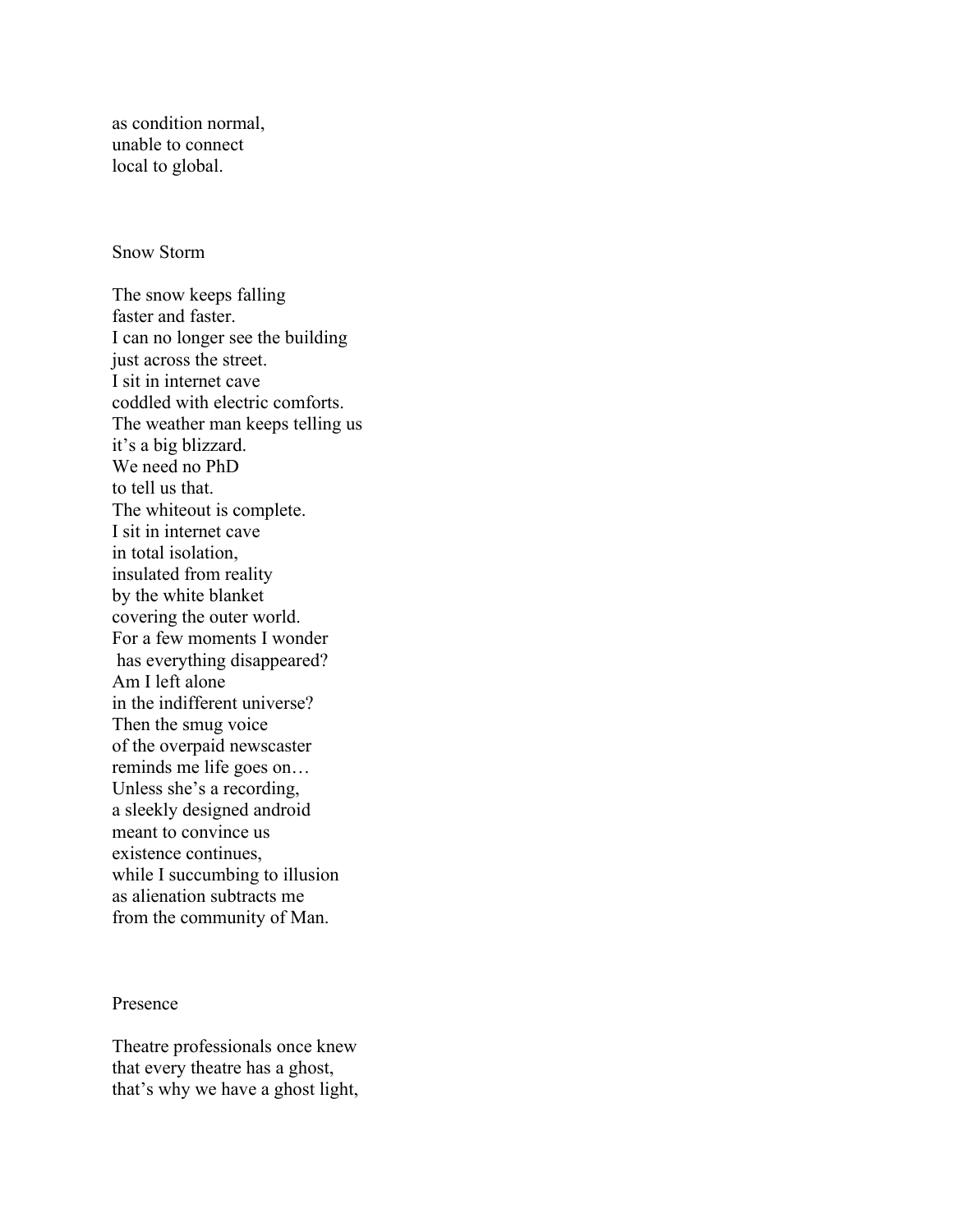as condition normal,
unable to connect
local to global.

## Snow Storm

The snow keeps falling
faster and faster.
I can no longer see the building
just across the street.
I sit in internet cave
coddled with electric comforts.
The weather man keeps telling us
it's a big blizzard.
We need no PhD
to tell us that.
The whiteout is complete.
I sit in internet cave
in total isolation,
insulated from reality
by the white blanket
covering the outer world.
For a few moments I wonder
has everything disappeared?
Am I left alone
in the indifferent universe?
Then the smug voice
of the overpaid newscaster
reminds me life goes on…
Unless she's a recording,
a sleekly designed android
meant to convince us
existence continues,
while I succumbing to illusion
as alienation subtracts me
from the community of Man.

## Presence

Theatre professionals once knew
that every theatre has a ghost,
that's why we have a ghost light,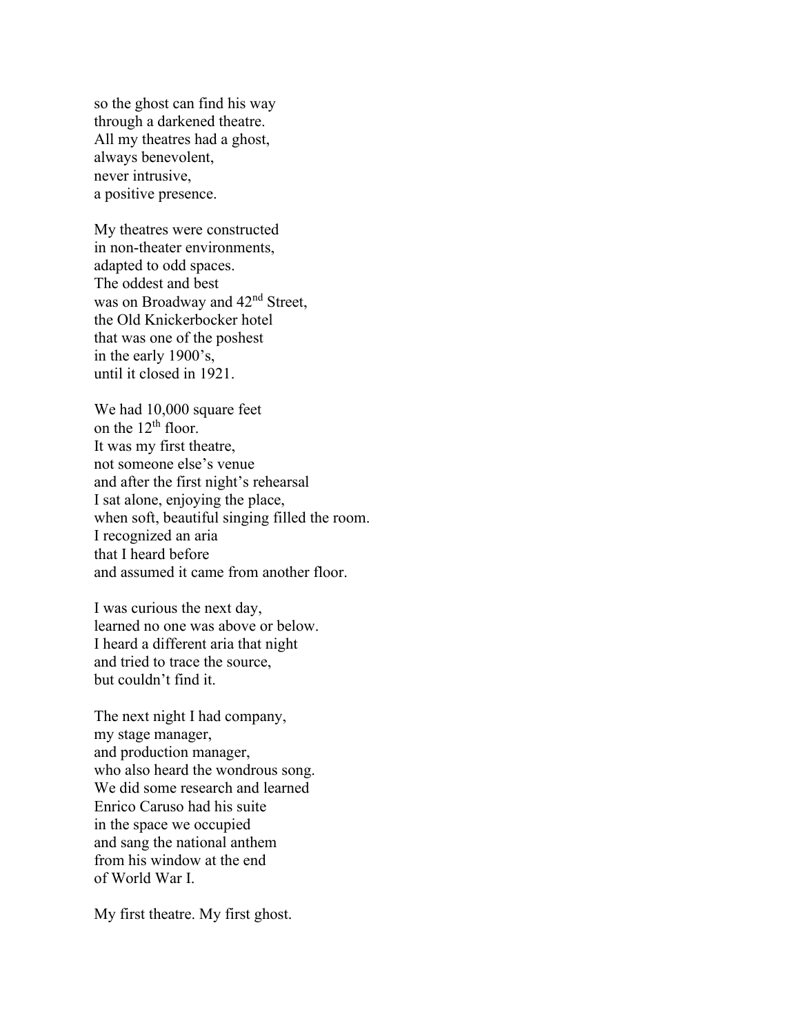so the ghost can find his way  
through a darkened theatre.  
All my theatres had a ghost,  
always benevolent,  
never intrusive,  
a positive presence.

My theatres were constructed  
in non-theater environments,  
adapted to odd spaces.  
The oddest and best  
was on Broadway and 42nd Street,  
the Old Knickerbocker hotel  
that was one of the poshest  
in the early 1900's,  
until it closed in 1921.

We had 10,000 square feet  
on the 12th floor.  
It was my first theatre,  
not someone else's venue  
and after the first night's rehearsal  
I sat alone, enjoying the place,  
when soft, beautiful singing filled the room.  
I recognized an aria  
that I heard before  
and assumed it came from another floor.

I was curious the next day,  
learned no one was above or below.  
I heard a different aria that night  
and tried to trace the source,  
but couldn't find it.

The next night I had company,  
my stage manager,  
and production manager,  
who also heard the wondrous song.  
We did some research and learned  
Enrico Caruso had his suite  
in the space we occupied  
and sang the national anthem  
from his window at the end  
of World War I.

My first theatre. My first ghost.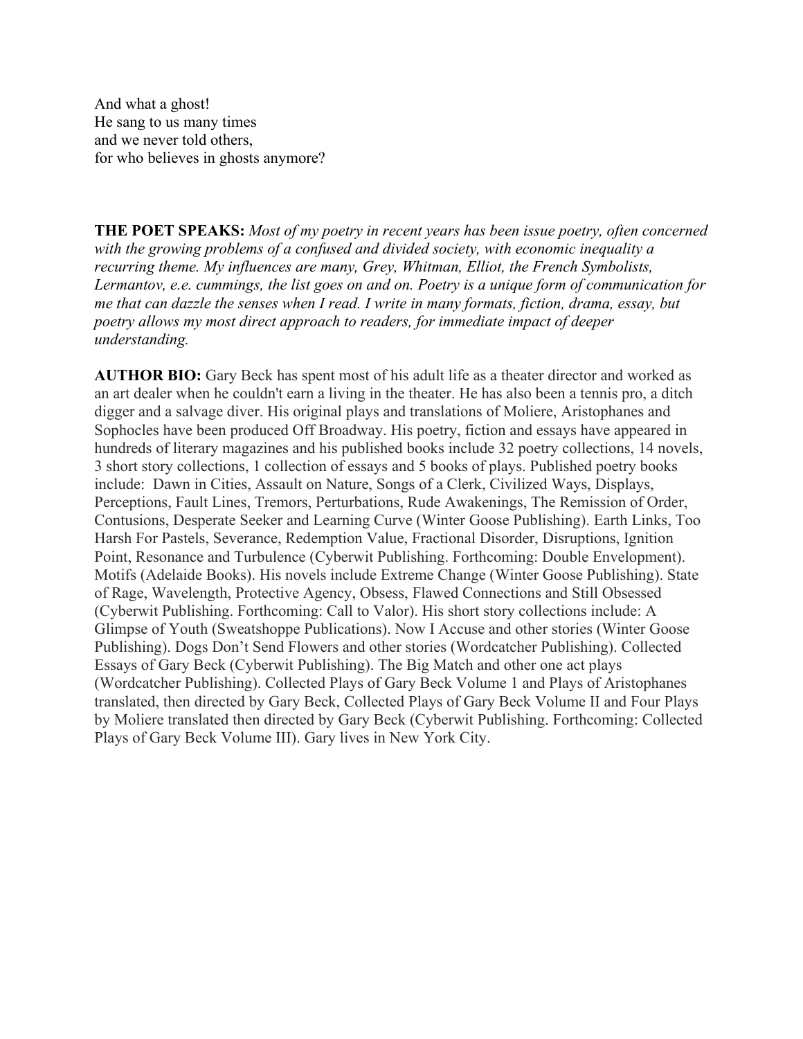And what a ghost!  
He sang to us many times  
and we never told others,  
for who believes in ghosts anymore?

**THE POET SPEAKS:** *Most of my poetry in recent years has been issue poetry, often concerned with the growing problems of a confused and divided society, with economic inequality a recurring theme. My influences are many, Grey, Whitman, Elliot, the French Symbolists, Lermantov, e.e. cummings, the list goes on and on. Poetry is a unique form of communication for me that can dazzle the senses when I read. I write in many formats, fiction, drama, essay, but poetry allows my most direct approach to readers, for immediate impact of deeper understanding.*

**AUTHOR BIO:** Gary Beck has spent most of his adult life as a theater director and worked as an art dealer when he couldn't earn a living in the theater. He has also been a tennis pro, a ditch digger and a salvage diver. His original plays and translations of Moliere, Aristophanes and Sophocles have been produced Off Broadway. His poetry, fiction and essays have appeared in hundreds of literary magazines and his published books include 32 poetry collections, 14 novels, 3 short story collections, 1 collection of essays and 5 books of plays. Published poetry books include: Dawn in Cities, Assault on Nature, Songs of a Clerk, Civilized Ways, Displays, Perceptions, Fault Lines, Tremors, Perturbations, Rude Awakenings, The Remission of Order, Contusions, Desperate Seeker and Learning Curve (Winter Goose Publishing). Earth Links, Too Harsh For Pastels, Severance, Redemption Value, Fractional Disorder, Disruptions, Ignition Point, Resonance and Turbulence (Cyberwit Publishing. Forthcoming: Double Envelopment). Motifs (Adelaide Books). His novels include Extreme Change (Winter Goose Publishing). State of Rage, Wavelength, Protective Agency, Obsess, Flawed Connections and Still Obsessed (Cyberwit Publishing. Forthcoming: Call to Valor). His short story collections include: A Glimpse of Youth (Sweatshoppe Publications). Now I Accuse and other stories (Winter Goose Publishing). Dogs Don't Send Flowers and other stories (Wordcatcher Publishing). Collected Essays of Gary Beck (Cyberwit Publishing). The Big Match and other one act plays (Wordcatcher Publishing). Collected Plays of Gary Beck Volume 1 and Plays of Aristophanes translated, then directed by Gary Beck, Collected Plays of Gary Beck Volume II and Four Plays by Moliere translated then directed by Gary Beck (Cyberwit Publishing. Forthcoming: Collected Plays of Gary Beck Volume III). Gary lives in New York City.